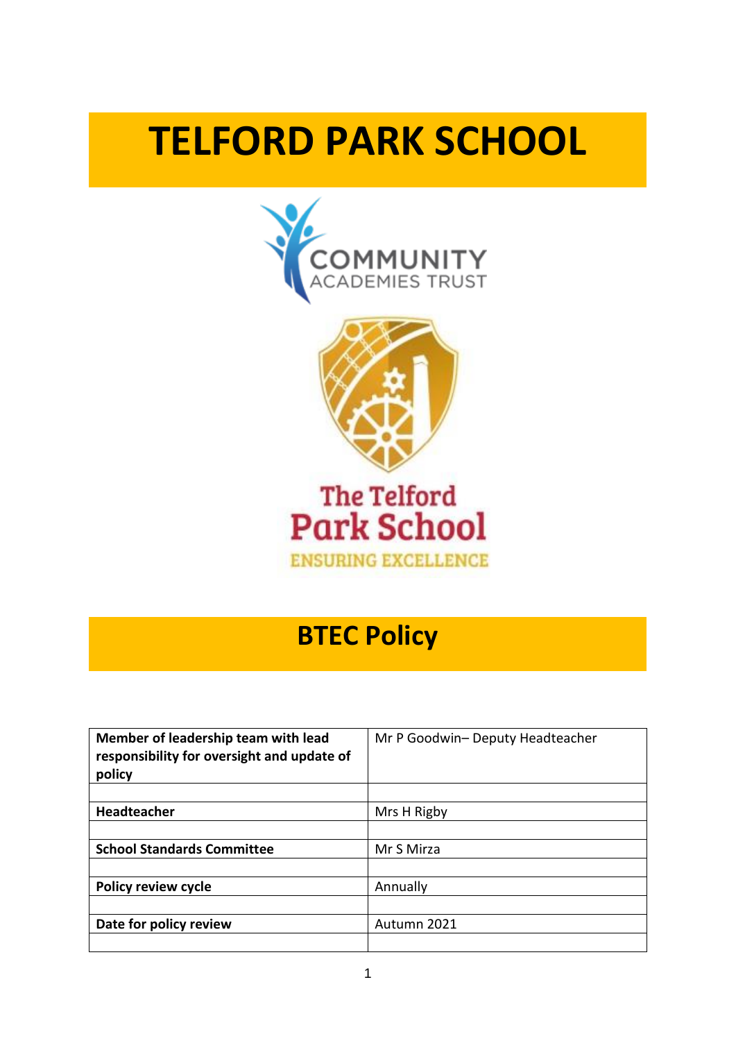# TELFORD PARK SCHOOL

COMMUNITY ACADEMIES TRUST

The Telford Park School

ENSURING EXCELLENCE

## BTEC Policy

| Member of leadership team with lead responsibility for oversight and update of policy | Mr P Goodwin– Deputy Headteacher |
|---|---|
| | |
| **Headteacher** | Mrs H Rigby |
| | |
| **School Standards Committee** | Mr S Mirza |
| | |
| **Policy review cycle** | Annually |
| | |
| **Date for policy review** | Autumn 2021 |
| | |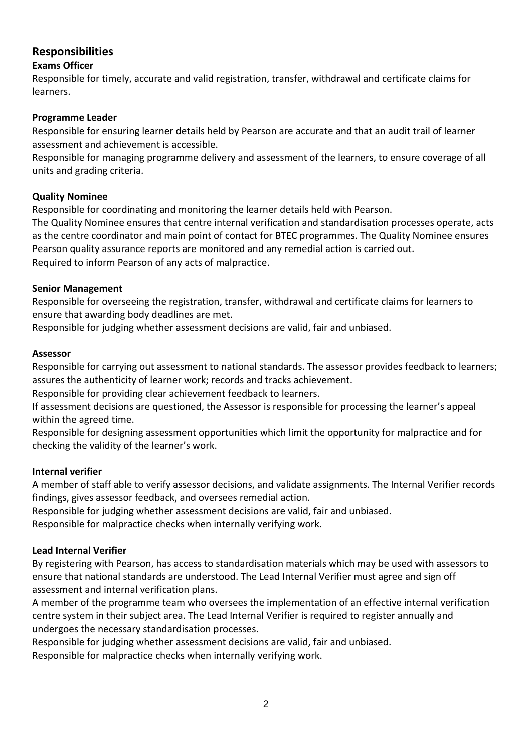## Responsibilities

### Exams Officer

Responsible for timely, accurate and valid registration, transfer, withdrawal and certificate claims for learners.

### Programme Leader

Responsible for ensuring learner details held by Pearson are accurate and that an audit trail of learner assessment and achievement is accessible.

Responsible for managing programme delivery and assessment of the learners, to ensure coverage of all units and grading criteria.

### Quality Nominee

Responsible for coordinating and monitoring the learner details held with Pearson.

The Quality Nominee ensures that centre internal verification and standardisation processes operate, acts as the centre coordinator and main point of contact for BTEC programmes. The Quality Nominee ensures Pearson quality assurance reports are monitored and any remedial action is carried out.

Required to inform Pearson of any acts of malpractice.

### Senior Management

Responsible for overseeing the registration, transfer, withdrawal and certificate claims for learners to ensure that awarding body deadlines are met.

Responsible for judging whether assessment decisions are valid, fair and unbiased.

### Assessor

Responsible for carrying out assessment to national standards. The assessor provides feedback to learners; assures the authenticity of learner work; records and tracks achievement.

Responsible for providing clear achievement feedback to learners.

If assessment decisions are questioned, the Assessor is responsible for processing the learner's appeal within the agreed time.

Responsible for designing assessment opportunities which limit the opportunity for malpractice and for checking the validity of the learner's work.

### Internal verifier

A member of staff able to verify assessor decisions, and validate assignments. The Internal Verifier records findings, gives assessor feedback, and oversees remedial action.

Responsible for judging whether assessment decisions are valid, fair and unbiased.

Responsible for malpractice checks when internally verifying work.

### Lead Internal Verifier

By registering with Pearson, has access to standardisation materials which may be used with assessors to ensure that national standards are understood. The Lead Internal Verifier must agree and sign off assessment and internal verification plans.

A member of the programme team who oversees the implementation of an effective internal verification centre system in their subject area. The Lead Internal Verifier is required to register annually and undergoes the necessary standardisation processes.

Responsible for judging whether assessment decisions are valid, fair and unbiased.

Responsible for malpractice checks when internally verifying work.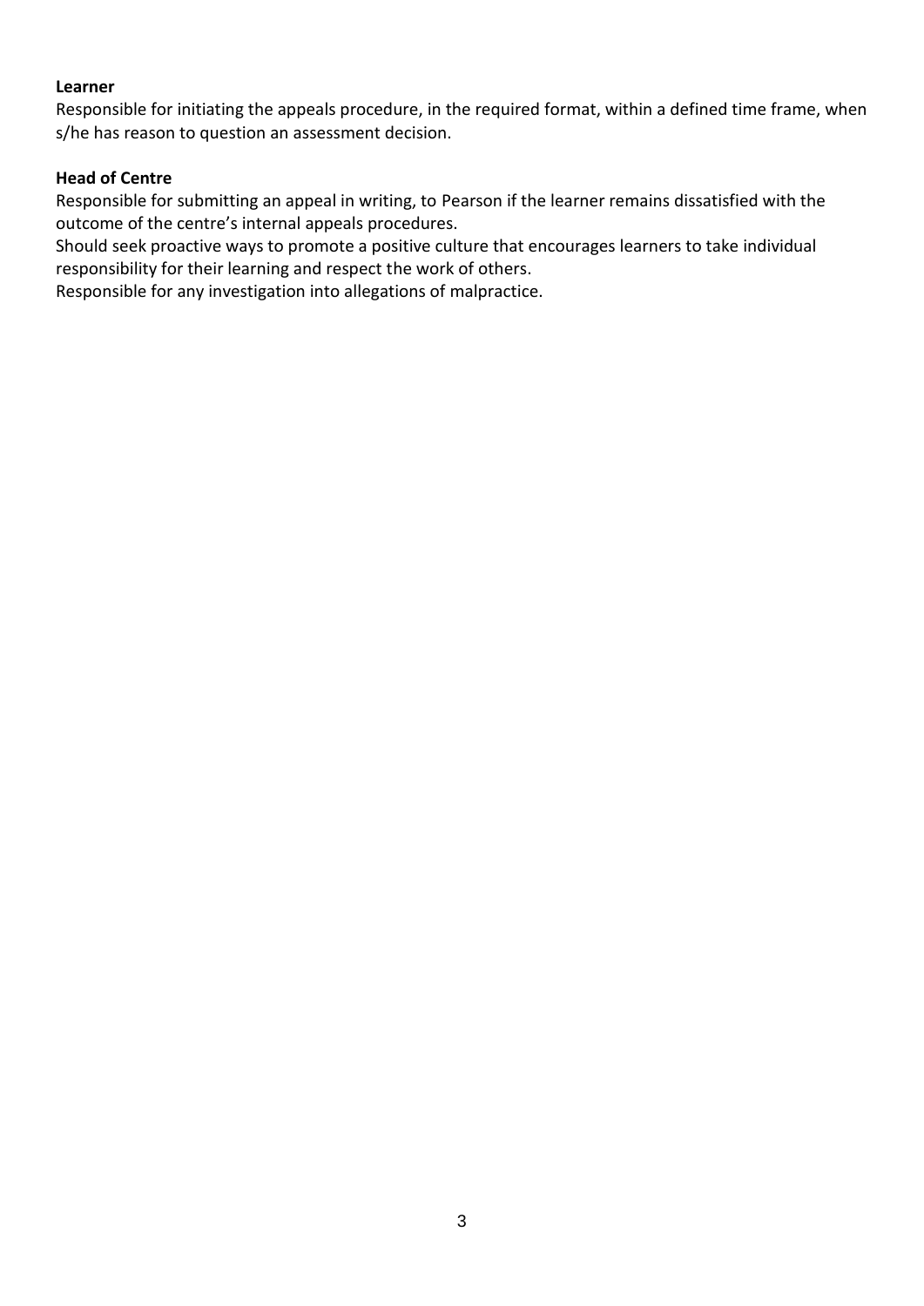**Learner**

Responsible for initiating the appeals procedure, in the required format, within a defined time frame, when s/he has reason to question an assessment decision.

**Head of Centre**

Responsible for submitting an appeal in writing, to Pearson if the learner remains dissatisfied with the outcome of the centre's internal appeals procedures.

Should seek proactive ways to promote a positive culture that encourages learners to take individual responsibility for their learning and respect the work of others.

Responsible for any investigation into allegations of malpractice.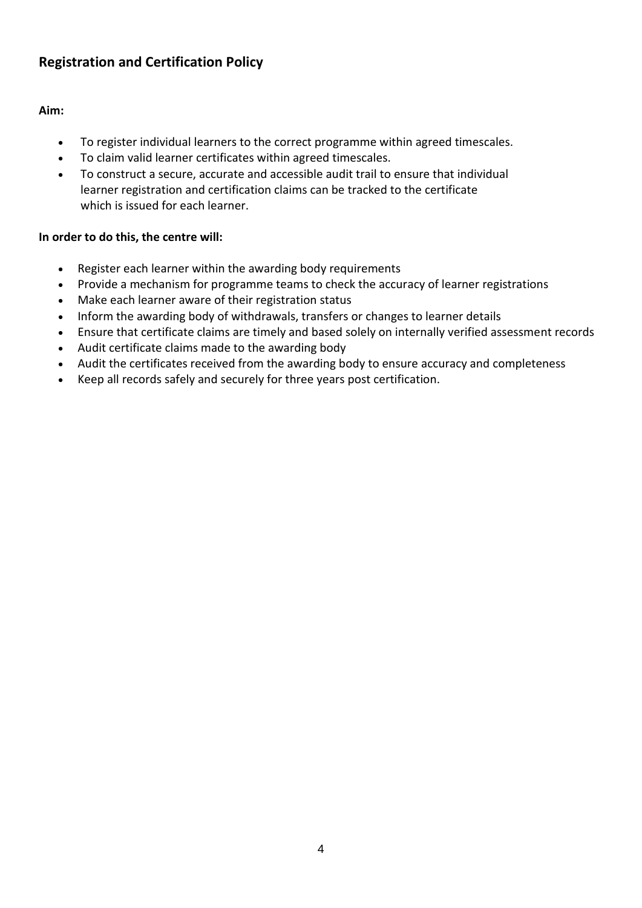## Registration and Certification Policy

**Aim:**

- To register individual learners to the correct programme within agreed timescales.
- To claim valid learner certificates within agreed timescales.
- To construct a secure, accurate and accessible audit trail to ensure that individual learner registration and certification claims can be tracked to the certificate which is issued for each learner.

**In order to do this, the centre will:**

- Register each learner within the awarding body requirements
- Provide a mechanism for programme teams to check the accuracy of learner registrations
- Make each learner aware of their registration status
- Inform the awarding body of withdrawals, transfers or changes to learner details
- Ensure that certificate claims are timely and based solely on internally verified assessment records
- Audit certificate claims made to the awarding body
- Audit the certificates received from the awarding body to ensure accuracy and completeness
- Keep all records safely and securely for three years post certification.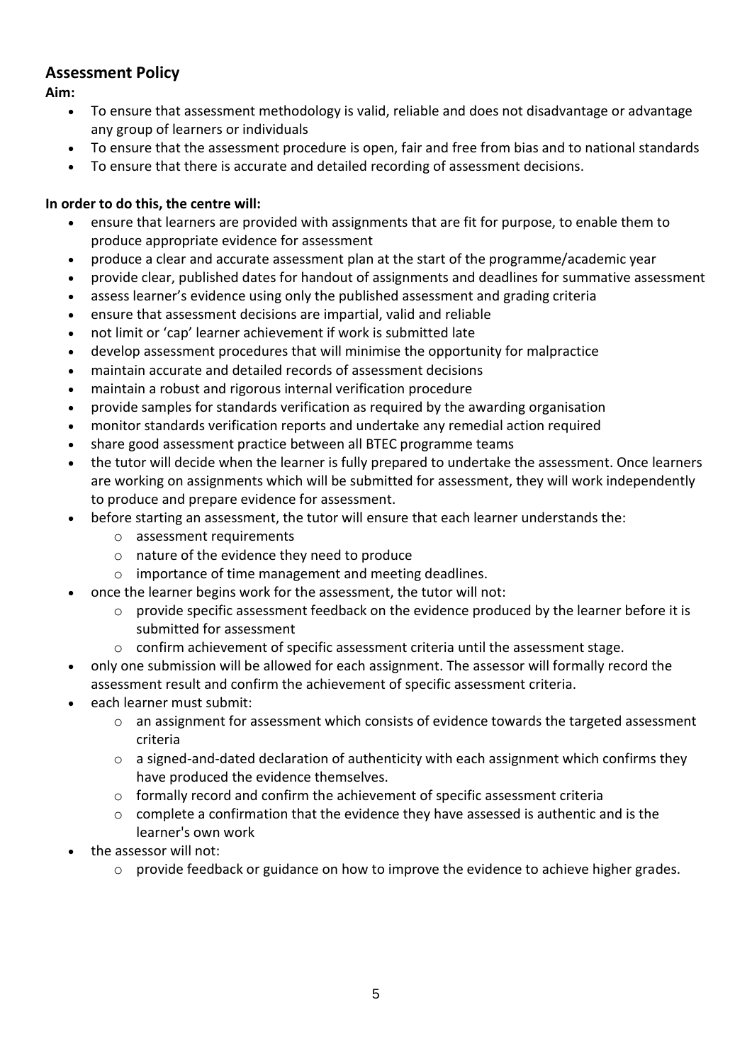## Assessment Policy

**Aim:**

- To ensure that assessment methodology is valid, reliable and does not disadvantage or advantage any group of learners or individuals
- To ensure that the assessment procedure is open, fair and free from bias and to national standards
- To ensure that there is accurate and detailed recording of assessment decisions.

**In order to do this, the centre will:**

- ensure that learners are provided with assignments that are fit for purpose, to enable them to produce appropriate evidence for assessment
- produce a clear and accurate assessment plan at the start of the programme/academic year
- provide clear, published dates for handout of assignments and deadlines for summative assessment
- assess learner's evidence using only the published assessment and grading criteria
- ensure that assessment decisions are impartial, valid and reliable
- not limit or 'cap' learner achievement if work is submitted late
- develop assessment procedures that will minimise the opportunity for malpractice
- maintain accurate and detailed records of assessment decisions
- maintain a robust and rigorous internal verification procedure
- provide samples for standards verification as required by the awarding organisation
- monitor standards verification reports and undertake any remedial action required
- share good assessment practice between all BTEC programme teams
- the tutor will decide when the learner is fully prepared to undertake the assessment. Once learners are working on assignments which will be submitted for assessment, they will work independently to produce and prepare evidence for assessment.
- before starting an assessment, the tutor will ensure that each learner understands the:
    - assessment requirements
    - nature of the evidence they need to produce
    - importance of time management and meeting deadlines.
- once the learner begins work for the assessment, the tutor will not:
    - provide specific assessment feedback on the evidence produced by the learner before it is submitted for assessment
    - confirm achievement of specific assessment criteria until the assessment stage.
- only one submission will be allowed for each assignment. The assessor will formally record the assessment result and confirm the achievement of specific assessment criteria.
- each learner must submit:
    - an assignment for assessment which consists of evidence towards the targeted assessment criteria
    - a signed-and-dated declaration of authenticity with each assignment which confirms they have produced the evidence themselves.
    - formally record and confirm the achievement of specific assessment criteria
    - complete a confirmation that the evidence they have assessed is authentic and is the learner's own work
- the assessor will not:
    - provide feedback or guidance on how to improve the evidence to achieve higher grades.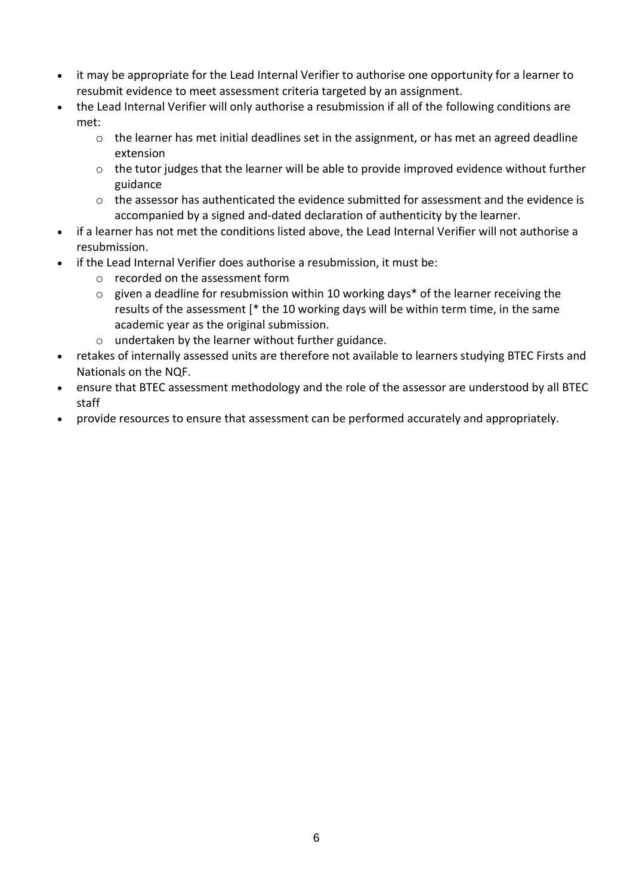- it may be appropriate for the Lead Internal Verifier to authorise one opportunity for a learner to resubmit evidence to meet assessment criteria targeted by an assignment.
- the Lead Internal Verifier will only authorise a resubmission if all of the following conditions are met:
  - the learner has met initial deadlines set in the assignment, or has met an agreed deadline extension
  - the tutor judges that the learner will be able to provide improved evidence without further guidance
  - the assessor has authenticated the evidence submitted for assessment and the evidence is accompanied by a signed and-dated declaration of authenticity by the learner.
- if a learner has not met the conditions listed above, the Lead Internal Verifier will not authorise a resubmission.
- if the Lead Internal Verifier does authorise a resubmission, it must be:
  - recorded on the assessment form
  - given a deadline for resubmission within 10 working days* of the learner receiving the results of the assessment [* the 10 working days will be within term time, in the same academic year as the original submission.
  - undertaken by the learner without further guidance.
- retakes of internally assessed units are therefore not available to learners studying BTEC Firsts and Nationals on the NQF.
- ensure that BTEC assessment methodology and the role of the assessor are understood by all BTEC staff
- provide resources to ensure that assessment can be performed accurately and appropriately.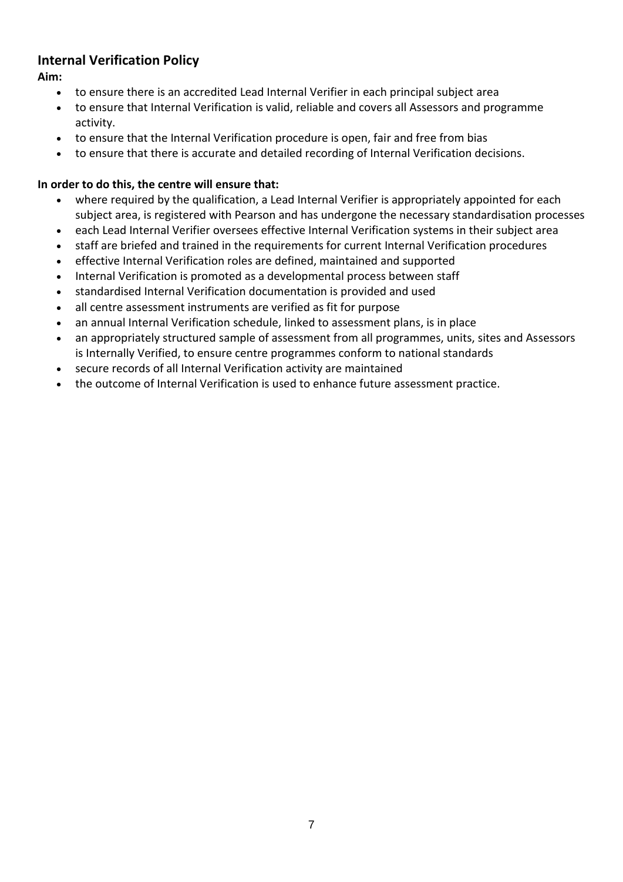## Internal Verification Policy

**Aim:**

- to ensure there is an accredited Lead Internal Verifier in each principal subject area
- to ensure that Internal Verification is valid, reliable and covers all Assessors and programme activity.
- to ensure that the Internal Verification procedure is open, fair and free from bias
- to ensure that there is accurate and detailed recording of Internal Verification decisions.

**In order to do this, the centre will ensure that:**

- where required by the qualification, a Lead Internal Verifier is appropriately appointed for each subject area, is registered with Pearson and has undergone the necessary standardisation processes
- each Lead Internal Verifier oversees effective Internal Verification systems in their subject area
- staff are briefed and trained in the requirements for current Internal Verification procedures
- effective Internal Verification roles are defined, maintained and supported
- Internal Verification is promoted as a developmental process between staff
- standardised Internal Verification documentation is provided and used
- all centre assessment instruments are verified as fit for purpose
- an annual Internal Verification schedule, linked to assessment plans, is in place
- an appropriately structured sample of assessment from all programmes, units, sites and Assessors is Internally Verified, to ensure centre programmes conform to national standards
- secure records of all Internal Verification activity are maintained
- the outcome of Internal Verification is used to enhance future assessment practice.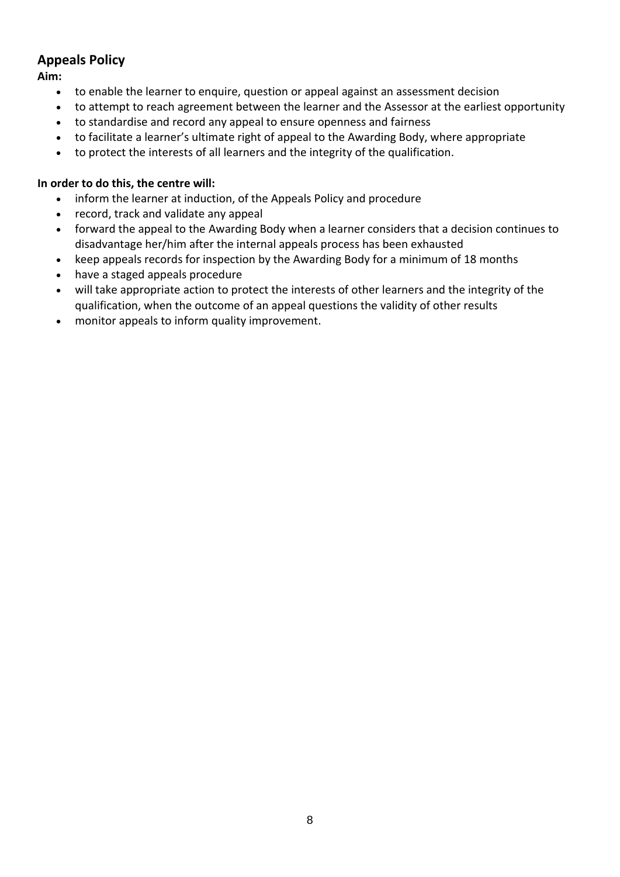## Appeals Policy

**Aim:**

- to enable the learner to enquire, question or appeal against an assessment decision
- to attempt to reach agreement between the learner and the Assessor at the earliest opportunity
- to standardise and record any appeal to ensure openness and fairness
- to facilitate a learner's ultimate right of appeal to the Awarding Body, where appropriate
- to protect the interests of all learners and the integrity of the qualification.

**In order to do this, the centre will:**

- inform the learner at induction, of the Appeals Policy and procedure
- record, track and validate any appeal
- forward the appeal to the Awarding Body when a learner considers that a decision continues to disadvantage her/him after the internal appeals process has been exhausted
- keep appeals records for inspection by the Awarding Body for a minimum of 18 months
- have a staged appeals procedure
- will take appropriate action to protect the interests of other learners and the integrity of the qualification, when the outcome of an appeal questions the validity of other results
- monitor appeals to inform quality improvement.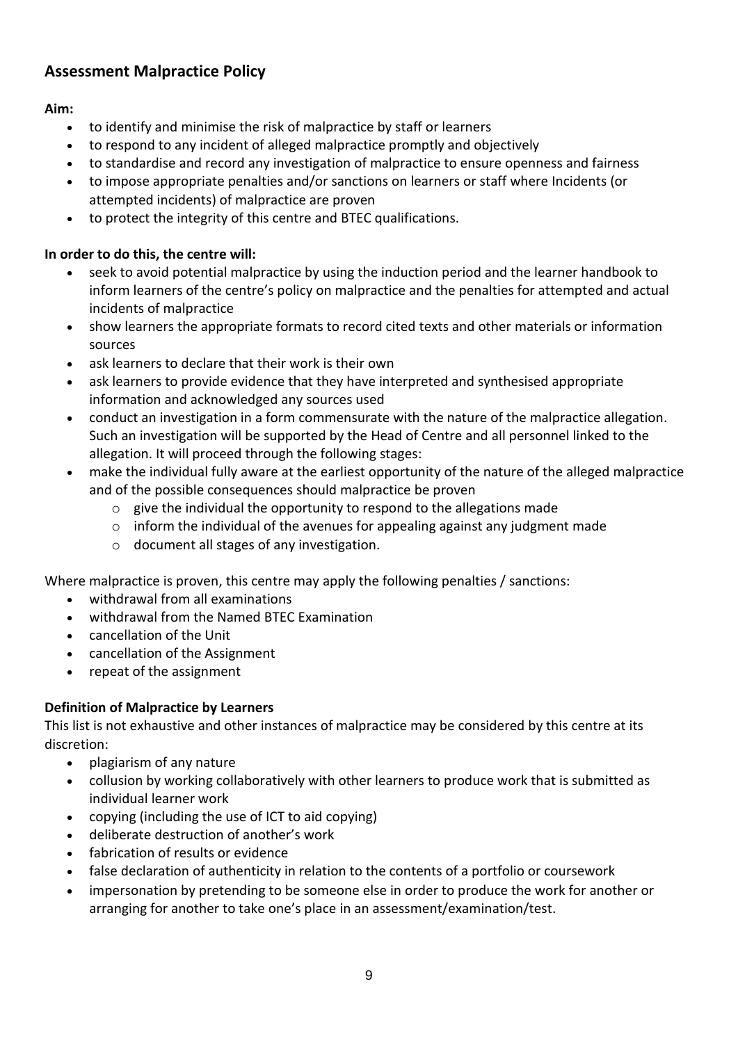## Assessment Malpractice Policy

**Aim:**

- to identify and minimise the risk of malpractice by staff or learners
- to respond to any incident of alleged malpractice promptly and objectively
- to standardise and record any investigation of malpractice to ensure openness and fairness
- to impose appropriate penalties and/or sanctions on learners or staff where Incidents (or attempted incidents) of malpractice are proven
- to protect the integrity of this centre and BTEC qualifications.

**In order to do this, the centre will:**

- seek to avoid potential malpractice by using the induction period and the learner handbook to inform learners of the centre's policy on malpractice and the penalties for attempted and actual incidents of malpractice
- show learners the appropriate formats to record cited texts and other materials or information sources
- ask learners to declare that their work is their own
- ask learners to provide evidence that they have interpreted and synthesised appropriate information and acknowledged any sources used
- conduct an investigation in a form commensurate with the nature of the malpractice allegation. Such an investigation will be supported by the Head of Centre and all personnel linked to the allegation. It will proceed through the following stages:
- make the individual fully aware at the earliest opportunity of the nature of the alleged malpractice and of the possible consequences should malpractice be proven
    - give the individual the opportunity to respond to the allegations made
    - inform the individual of the avenues for appealing against any judgment made
    - document all stages of any investigation.

Where malpractice is proven, this centre may apply the following penalties / sanctions:

- withdrawal from all examinations
- withdrawal from the Named BTEC Examination
- cancellation of the Unit
- cancellation of the Assignment
- repeat of the assignment

**Definition of Malpractice by Learners**

This list is not exhaustive and other instances of malpractice may be considered by this centre at its discretion:

- plagiarism of any nature
- collusion by working collaboratively with other learners to produce work that is submitted as individual learner work
- copying (including the use of ICT to aid copying)
- deliberate destruction of another's work
- fabrication of results or evidence
- false declaration of authenticity in relation to the contents of a portfolio or coursework
- impersonation by pretending to be someone else in order to produce the work for another or arranging for another to take one's place in an assessment/examination/test.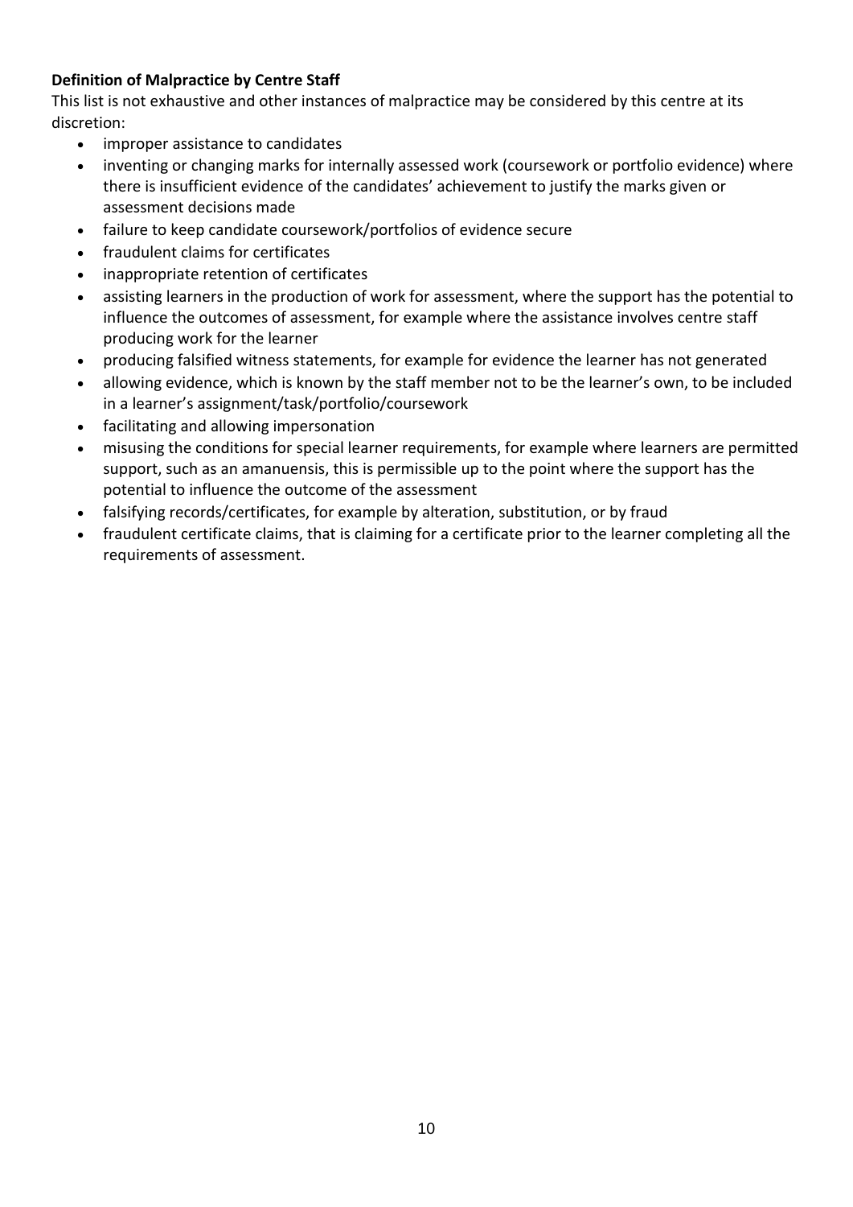**Definition of Malpractice by Centre Staff**

This list is not exhaustive and other instances of malpractice may be considered by this centre at its discretion:

- improper assistance to candidates
- inventing or changing marks for internally assessed work (coursework or portfolio evidence) where there is insufficient evidence of the candidates' achievement to justify the marks given or assessment decisions made
- failure to keep candidate coursework/portfolios of evidence secure
- fraudulent claims for certificates
- inappropriate retention of certificates
- assisting learners in the production of work for assessment, where the support has the potential to influence the outcomes of assessment, for example where the assistance involves centre staff producing work for the learner
- producing falsified witness statements, for example for evidence the learner has not generated
- allowing evidence, which is known by the staff member not to be the learner's own, to be included in a learner's assignment/task/portfolio/coursework
- facilitating and allowing impersonation
- misusing the conditions for special learner requirements, for example where learners are permitted support, such as an amanuensis, this is permissible up to the point where the support has the potential to influence the outcome of the assessment
- falsifying records/certificates, for example by alteration, substitution, or by fraud
- fraudulent certificate claims, that is claiming for a certificate prior to the learner completing all the requirements of assessment.